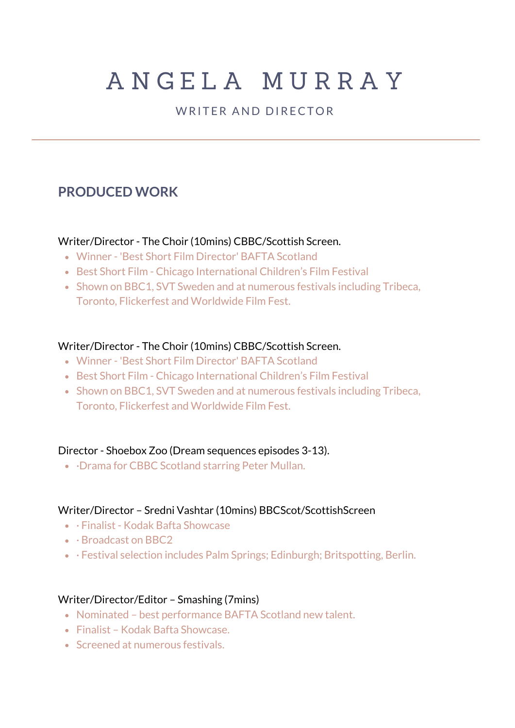# ANGELA MURRAY

WRITER AND DIRECTOR

---

## PRODUCED WORK

Writer/Director - The Choir (10mins) CBBC/Scottish Screen.

- Winner - 'Best Short Film Director' BAFTA Scotland
- Best Short Film - Chicago International Children's Film Festival
- Shown on BBC1, SVT Sweden and at numerous festivals including Tribeca, Toronto, Flickerfest and Worldwide Film Fest.

Writer/Director - The Choir (10mins) CBBC/Scottish Screen.

- Winner - 'Best Short Film Director' BAFTA Scotland
- Best Short Film - Chicago International Children's Film Festival
- Shown on BBC1, SVT Sweden and at numerous festivals including Tribeca, Toronto, Flickerfest and Worldwide Film Fest.

Director - Shoebox Zoo (Dream sequences episodes 3-13).

- ·Drama for CBBC Scotland starring Peter Mullan.

Writer/Director – Sredni Vashtar (10mins) BBCScot/ScottishScreen

- · Finalist - Kodak Bafta Showcase
- · Broadcast on BBC2
- · Festival selection includes Palm Springs; Edinburgh; Britspotting, Berlin.

Writer/Director/Editor – Smashing (7mins)

- Nominated – best performance BAFTA Scotland new talent.
- Finalist – Kodak Bafta Showcase.
- Screened at numerous festivals.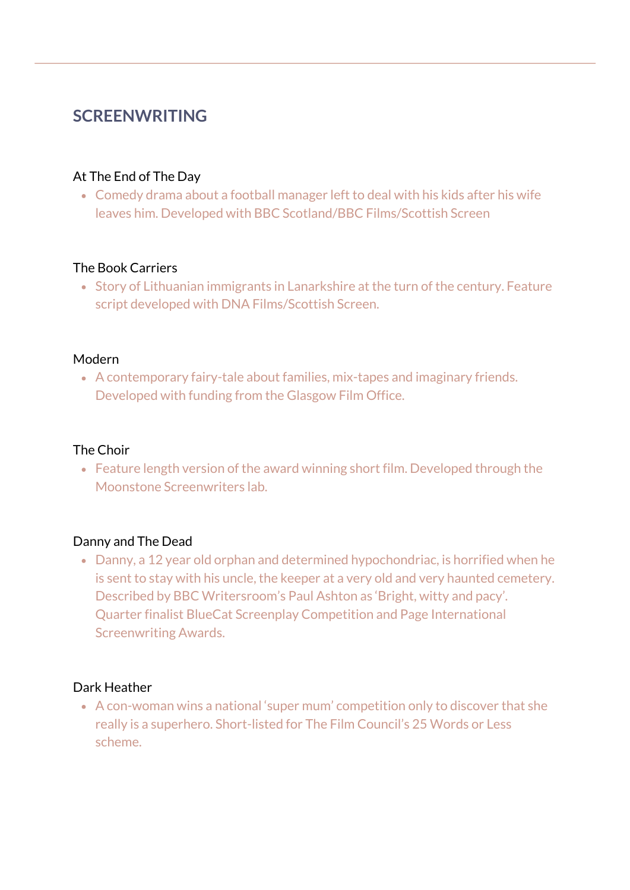## SCREENWRITING

At The End of The Day

- Comedy drama about a football manager left to deal with his kids after his wife leaves him. Developed with BBC Scotland/BBC Films/Scottish Screen

The Book Carriers

- Story of Lithuanian immigrants in Lanarkshire at the turn of the century. Feature script developed with DNA Films/Scottish Screen.

Modern

- A contemporary fairy-tale about families, mix-tapes and imaginary friends. Developed with funding from the Glasgow Film Office.

The Choir

- Feature length version of the award winning short film. Developed through the Moonstone Screenwriters lab.

Danny and The Dead

- Danny, a 12 year old orphan and determined hypochondriac, is horrified when he is sent to stay with his uncle, the keeper at a very old and very haunted cemetery. Described by BBC Writersroom's Paul Ashton as 'Bright, witty and pacy'. Quarter finalist BlueCat Screenplay Competition and Page International Screenwriting Awards.

Dark Heather

- A con-woman wins a national 'super mum' competition only to discover that she really is a superhero. Short-listed for The Film Council's 25 Words or Less scheme.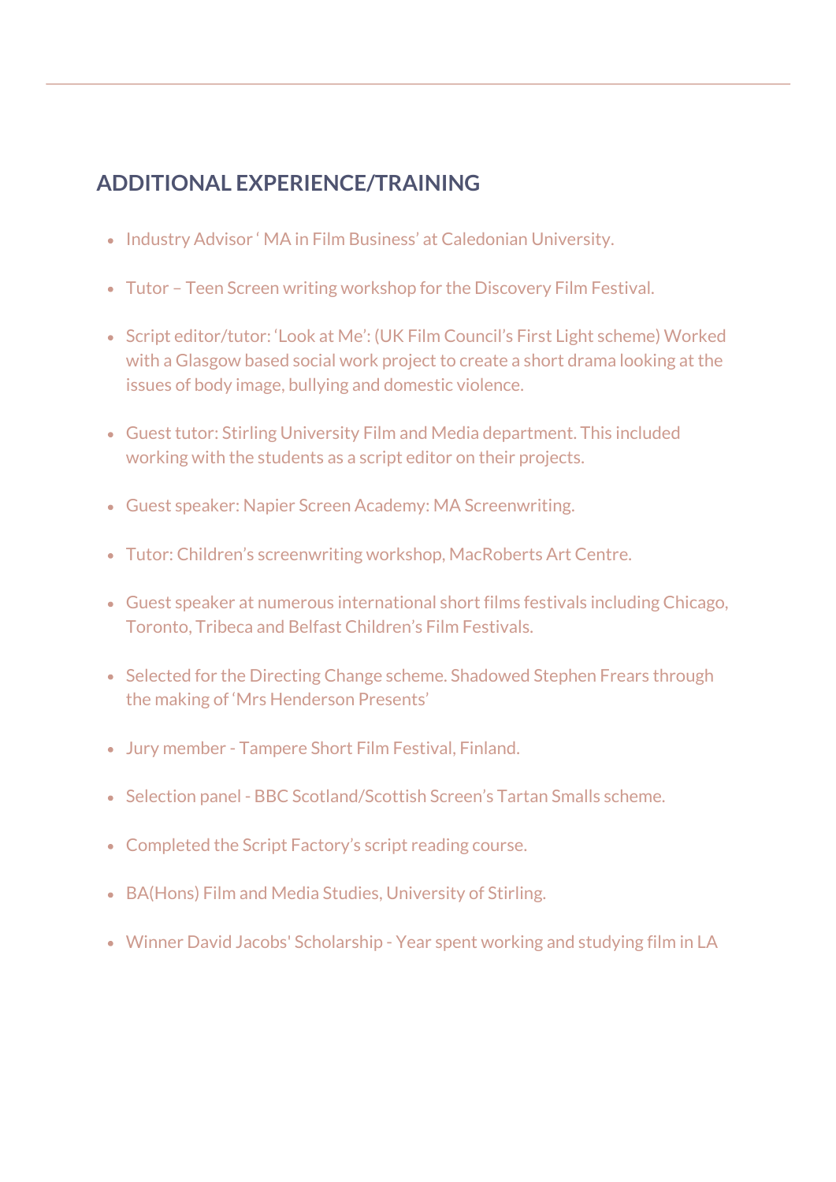## ADDITIONAL EXPERIENCE/TRAINING

- Industry Advisor ' MA in Film Business' at Caledonian University.
- Tutor – Teen Screen writing workshop for the Discovery Film Festival.
- Script editor/tutor: 'Look at Me': (UK Film Council's First Light scheme) Worked with a Glasgow based social work project to create a short drama looking at the issues of body image, bullying and domestic violence.
- Guest tutor: Stirling University Film and Media department. This included working with the students as a script editor on their projects.
- Guest speaker: Napier Screen Academy: MA Screenwriting.
- Tutor: Children's screenwriting workshop, MacRoberts Art Centre.
- Guest speaker at numerous international short films festivals including Chicago, Toronto, Tribeca and Belfast Children's Film Festivals.
- Selected for the Directing Change scheme. Shadowed Stephen Frears through the making of 'Mrs Henderson Presents'
- Jury member - Tampere Short Film Festival, Finland.
- Selection panel - BBC Scotland/Scottish Screen's Tartan Smalls scheme.
- Completed the Script Factory's script reading course.
- BA(Hons) Film and Media Studies, University of Stirling.
- Winner David Jacobs' Scholarship - Year spent working and studying film in LA